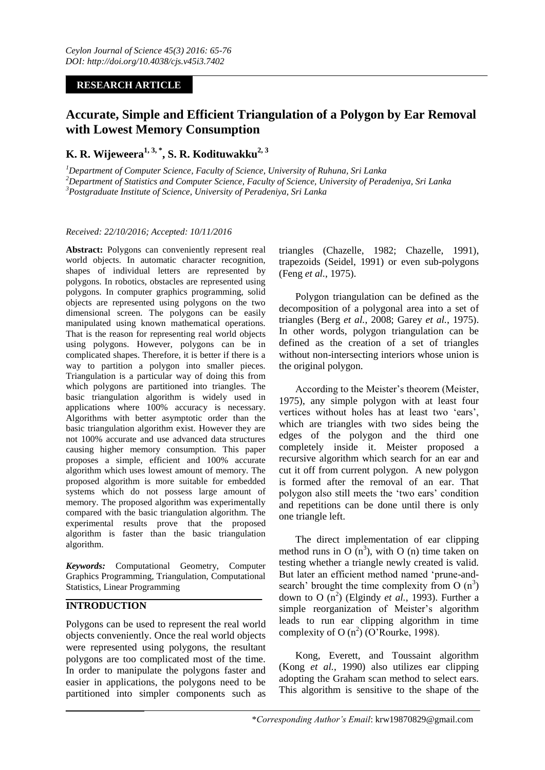**RESEARCH ARTICLE**

# Accurate, Simple and Efficient Triangulation of a Polygon by Ear Removal with Lowest Memory Consumption

## K. R. Wijeweera[1, 3, *], S. R. Kodituwakku[2, 3]

[1]*Department of Computer Science, Faculty of Science, University of Ruhuna, Sri Lanka*
[2]*Department of Statistics and Computer Science, Faculty of Science, University of Peradeniya, Sri Lanka*
[3]*Postgraduate Institute of Science, University of Peradeniya, Sri Lanka*

*Received: 22/10/2016; Accepted: 10/11/2016*

**Abstract:** Polygons can conveniently represent real world objects. In automatic character recognition, shapes of individual letters are represented by polygons. In robotics, obstacles are represented using polygons. In computer graphics programming, solid objects are represented using polygons on the two dimensional screen. The polygons can be easily manipulated using known mathematical operations. That is the reason for representing real world objects using polygons. However, polygons can be in complicated shapes. Therefore, it is better if there is a way to partition a polygon into smaller pieces. Triangulation is a particular way of doing this from which polygons are partitioned into triangles. The basic triangulation algorithm is widely used in applications where 100% accuracy is necessary. Algorithms with better asymptotic order than the basic triangulation algorithm exist. However they are not 100% accurate and use advanced data structures causing higher memory consumption. This paper proposes a simple, efficient and 100% accurate algorithm which uses lowest amount of memory. The proposed algorithm is more suitable for embedded systems which do not possess large amount of memory. The proposed algorithm was experimentally compared with the basic triangulation algorithm. The experimental results prove that the proposed algorithm is faster than the basic triangulation algorithm.

***Keywords:*** Computational Geometry, Computer Graphics Programming, Triangulation, Computational Statistics, Linear Programming

## INTRODUCTION

Polygons can be used to represent the real world objects conveniently. Once the real world objects were represented using polygons, the resultant polygons are too complicated most of the time. In order to manipulate the polygons faster and easier in applications, the polygons need to be partitioned into simpler components such as triangles (Chazelle, 1982; Chazelle, 1991), trapezoids (Seidel, 1991) or even sub-polygons (Feng *et al.*, 1975).

Polygon triangulation can be defined as the decomposition of a polygonal area into a set of triangles (Berg *et al.*, 2008; Garey *et al.*, 1975). In other words, polygon triangulation can be defined as the creation of a set of triangles without non-intersecting interiors whose union is the original polygon.

According to the Meister's theorem (Meister, 1975), any simple polygon with at least four vertices without holes has at least two 'ears', which are triangles with two sides being the edges of the polygon and the third one completely inside it. Meister proposed a recursive algorithm which search for an ear and cut it off from current polygon. A new polygon is formed after the removal of an ear. That polygon also still meets the 'two ears' condition and repetitions can be done until there is only one triangle left.

The direct implementation of ear clipping method runs in $O(n^3)$, with $O(n)$ time taken on testing whether a triangle newly created is valid. But later an efficient method named 'prune-and-search' brought the time complexity from $O(n^3)$ down to $O(n^2)$ (Elgindy *et al.*, 1993). Further a simple reorganization of Meister's algorithm leads to run ear clipping algorithm in time complexity of $O(n^2)$ (O'Rourke, 1998).

Kong, Everett, and Toussaint algorithm (Kong *et al.*, 1990) also utilizes ear clipping adopting the Graham scan method to select ears. This algorithm is sensitive to the shape of the

\**Corresponding Author's Email*: krw19870829@gmail.com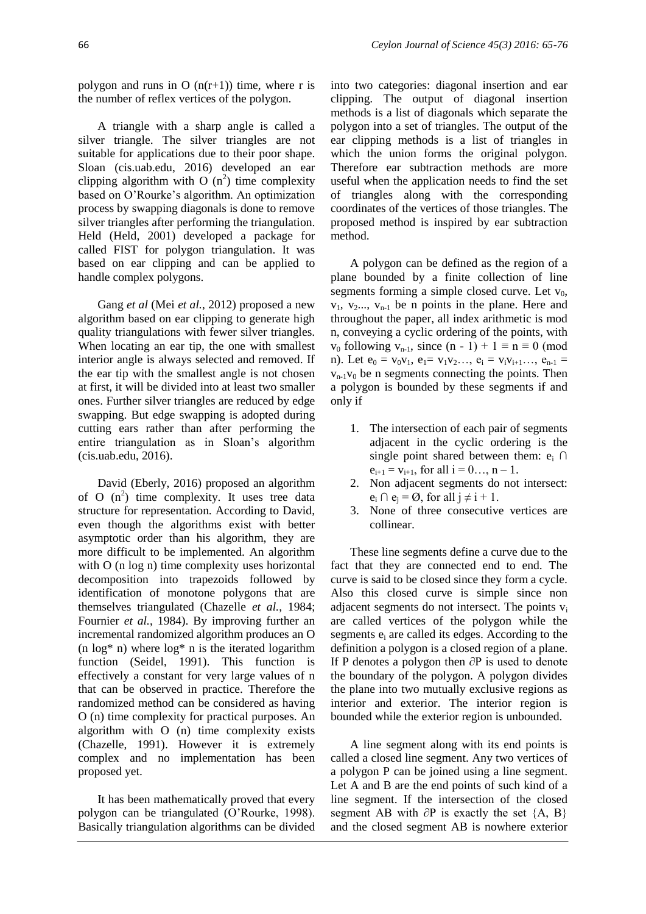polygon and runs in O $(n(r+1))$ time, where r is the number of reflex vertices of the polygon.

A triangle with a sharp angle is called a silver triangle. The silver triangles are not suitable for applications due to their poor shape. Sloan (cis.uab.edu, 2016) developed an ear clipping algorithm with O $(n^2)$ time complexity based on O'Rourke's algorithm. An optimization process by swapping diagonals is done to remove silver triangles after performing the triangulation. Held (Held, 2001) developed a package for called FIST for polygon triangulation. It was based on ear clipping and can be applied to handle complex polygons.

Gang *et al* (Mei *et al.*, 2012) proposed a new algorithm based on ear clipping to generate high quality triangulations with fewer silver triangles. When locating an ear tip, the one with smallest interior angle is always selected and removed. If the ear tip with the smallest angle is not chosen at first, it will be divided into at least two smaller ones. Further silver triangles are reduced by edge swapping. But edge swapping is adopted during cutting ears rather than after performing the entire triangulation as in Sloan's algorithm (cis.uab.edu, 2016).

David (Eberly, 2016) proposed an algorithm of O $(n^2)$ time complexity. It uses tree data structure for representation. According to David, even though the algorithms exist with better asymptotic order than his algorithm, they are more difficult to be implemented. An algorithm with O (n log n) time complexity uses horizontal decomposition into trapezoids followed by identification of monotone polygons that are themselves triangulated (Chazelle *et al.*, 1984; Fournier *et al.*, 1984). By improving further an incremental randomized algorithm produces an O (n log* n) where log* n is the iterated logarithm function (Seidel, 1991). This function is effectively a constant for very large values of n that can be observed in practice. Therefore the randomized method can be considered as having O (n) time complexity for practical purposes. An algorithm with O (n) time complexity exists (Chazelle, 1991). However it is extremely complex and no implementation has been proposed yet.

It has been mathematically proved that every polygon can be triangulated (O'Rourke, 1998). Basically triangulation algorithms can be divided into two categories: diagonal insertion and ear clipping. The output of diagonal insertion methods is a list of diagonals which separate the polygon into a set of triangles. The output of the ear clipping methods is a list of triangles in which the union forms the original polygon. Therefore ear subtraction methods are more useful when the application needs to find the set of triangles along with the corresponding coordinates of the vertices of those triangles. The proposed method is inspired by ear subtraction method.

A polygon can be defined as the region of a plane bounded by a finite collection of line segments forming a simple closed curve. Let $v_0$, $v_1$, $v_2$..., $v_{n-1}$ be n points in the plane. Here and throughout the paper, all index arithmetic is mod n, conveying a cyclic ordering of the points, with $v_0$ following $v_{n-1}$, since $(n - 1) + 1 \equiv n \equiv 0 \pmod{n}$. Let $e_0 = v_0v_1$, $e_1 = v_1v_2\ldots$, $e_i = v_iv_{i+1}\ldots$, $e_{n-1} = v_{n-1}v_0$ be n segments connecting the points. Then a polygon is bounded by these segments if and only if

1. The intersection of each pair of segments adjacent in the cyclic ordering is the single point shared between them: $e_i \cap e_{i+1} = v_{i+1}$, for all $i = 0\ldots, n - 1$.
2. Non adjacent segments do not intersect: $e_i \cap e_j = \emptyset$, for all $j \neq i + 1$.
3. None of three consecutive vertices are collinear.

These line segments define a curve due to the fact that they are connected end to end. The curve is said to be closed since they form a cycle. Also this closed curve is simple since non adjacent segments do not intersect. The points $v_i$ are called vertices of the polygon while the segments $e_i$ are called its edges. According to the definition a polygon is a closed region of a plane. If P denotes a polygon then $\partial P$ is used to denote the boundary of the polygon. A polygon divides the plane into two mutually exclusive regions as interior and exterior. The interior region is bounded while the exterior region is unbounded.

A line segment along with its end points is called a closed line segment. Any two vertices of a polygon P can be joined using a line segment. Let A and B are the end points of such kind of a line segment. If the intersection of the closed segment AB with $\partial P$ is exactly the set {A, B} and the closed segment AB is nowhere exterior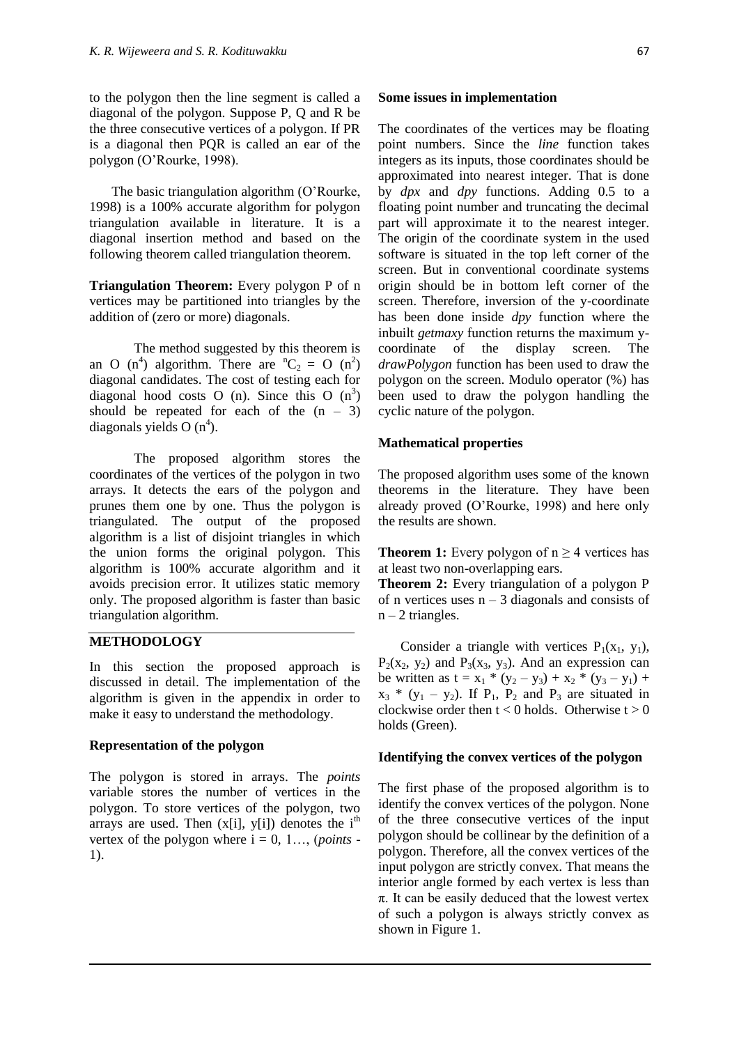to the polygon then the line segment is called a diagonal of the polygon. Suppose P, Q and R be the three consecutive vertices of a polygon. If PR is a diagonal then PQR is called an ear of the polygon (O'Rourke, 1998).

The basic triangulation algorithm (O'Rourke, 1998) is a 100% accurate algorithm for polygon triangulation available in literature. It is a diagonal insertion method and based on the following theorem called triangulation theorem.

**Triangulation Theorem:** Every polygon P of n vertices may be partitioned into triangles by the addition of (zero or more) diagonals.

The method suggested by this theorem is an O $(n^4)$ algorithm. There are ${}^nC_2 = O(n^2)$ diagonal candidates. The cost of testing each for diagonal hood costs O (n). Since this O $(n^3)$ should be repeated for each of the $(n - 3)$ diagonals yields O $(n^4)$.

The proposed algorithm stores the coordinates of the vertices of the polygon in two arrays. It detects the ears of the polygon and prunes them one by one. Thus the polygon is triangulated. The output of the proposed algorithm is a list of disjoint triangles in which the union forms the original polygon. This algorithm is 100% accurate algorithm and it avoids precision error. It utilizes static memory only. The proposed algorithm is faster than basic triangulation algorithm.

## METHODOLOGY

In this section the proposed approach is discussed in detail. The implementation of the algorithm is given in the appendix in order to make it easy to understand the methodology.

### Representation of the polygon

The polygon is stored in arrays. The *points* variable stores the number of vertices in the polygon. To store vertices of the polygon, two arrays are used. Then (x[i], y[i]) denotes the $i^{th}$ vertex of the polygon where i = 0, 1…, (*points* - 1).

### Some issues in implementation

The coordinates of the vertices may be floating point numbers. Since the *line* function takes integers as its inputs, those coordinates should be approximated into nearest integer. That is done by *dpx* and *dpy* functions. Adding 0.5 to a floating point number and truncating the decimal part will approximate it to the nearest integer. The origin of the coordinate system in the used software is situated in the top left corner of the screen. But in conventional coordinate systems origin should be in bottom left corner of the screen. Therefore, inversion of the y-coordinate has been done inside *dpy* function where the inbuilt *getmaxy* function returns the maximum y-coordinate of the display screen. The *drawPolygon* function has been used to draw the polygon on the screen. Modulo operator (%) has been used to draw the polygon handling the cyclic nature of the polygon.

### Mathematical properties

The proposed algorithm uses some of the known theorems in the literature. They have been already proved (O'Rourke, 1998) and here only the results are shown.

**Theorem 1:** Every polygon of $n \geq 4$ vertices has at least two non-overlapping ears.

**Theorem 2:** Every triangulation of a polygon P of n vertices uses $n - 3$ diagonals and consists of $n - 2$ triangles.

Consider a triangle with vertices $P_1(x_1, y_1)$, $P_2(x_2, y_2)$ and $P_3(x_3, y_3)$. And an expression can be written as $t = x_1 * (y_2 - y_3) + x_2 * (y_3 - y_1) + x_3 * (y_1 - y_2)$. If $P_1$, $P_2$ and $P_3$ are situated in clockwise order then $t < 0$ holds. Otherwise $t > 0$ holds (Green).

### Identifying the convex vertices of the polygon

The first phase of the proposed algorithm is to identify the convex vertices of the polygon. None of the three consecutive vertices of the input polygon should be collinear by the definition of a polygon. Therefore, all the convex vertices of the input polygon are strictly convex. That means the interior angle formed by each vertex is less than $\pi$. It can be easily deduced that the lowest vertex of such a polygon is always strictly convex as shown in Figure 1.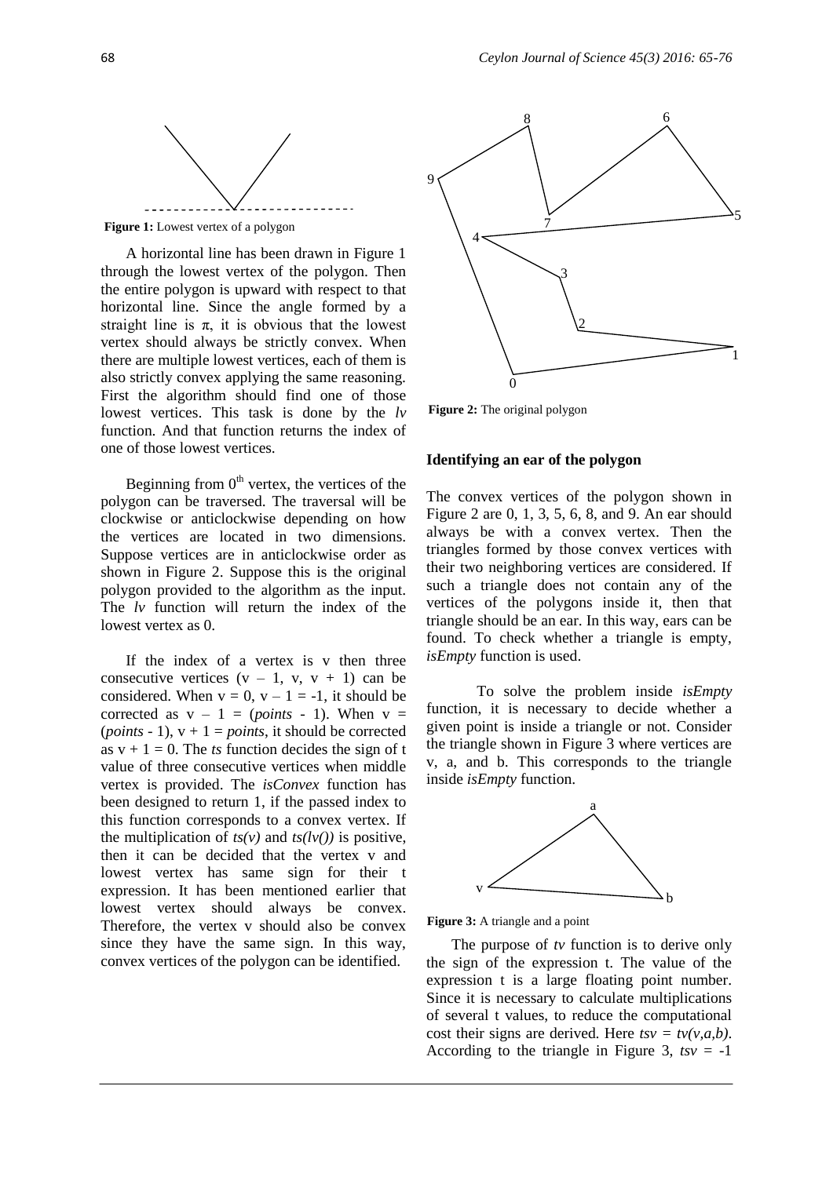**Figure 1:** Lowest vertex of a polygon

A horizontal line has been drawn in Figure 1 through the lowest vertex of the polygon. Then the entire polygon is upward with respect to that horizontal line. Since the angle formed by a straight line is $\pi$, it is obvious that the lowest vertex should always be strictly convex. When there are multiple lowest vertices, each of them is also strictly convex applying the same reasoning. First the algorithm should find one of those lowest vertices. This task is done by the *lv* function. And that function returns the index of one of those lowest vertices.

Beginning from $0^{th}$ vertex, the vertices of the polygon can be traversed. The traversal will be clockwise or anticlockwise depending on how the vertices are located in two dimensions. Suppose vertices are in anticlockwise order as shown in Figure 2. Suppose this is the original polygon provided to the algorithm as the input. The *lv* function will return the index of the lowest vertex as 0.

If the index of a vertex is v then three consecutive vertices ($v - 1$, $v$, $v + 1$) can be considered. When $v = 0$, $v - 1 = -1$, it should be corrected as $v - 1 = $ (*points* - 1). When $v = $ (*points* - 1), $v + 1 = $ *points*, it should be corrected as $v + 1 = 0$. The *ts* function decides the sign of t value of three consecutive vertices when middle vertex is provided. The *isConvex* function has been designed to return 1, if the passed index to this function corresponds to a convex vertex. If the multiplication of *ts(v)* and *ts(lv())* is positive, then it can be decided that the vertex v and lowest vertex has same sign for their t expression. It has been mentioned earlier that lowest vertex should always be convex. Therefore, the vertex v should also be convex since they have the same sign. In this way, convex vertices of the polygon can be identified.

**Figure 2:** The original polygon

### Identifying an ear of the polygon

The convex vertices of the polygon shown in Figure 2 are 0, 1, 3, 5, 6, 8, and 9. An ear should always be with a convex vertex. Then the triangles formed by those convex vertices with their two neighboring vertices are considered. If such a triangle does not contain any of the vertices of the polygons inside it, then that triangle should be an ear. In this way, ears can be found. To check whether a triangle is empty, *isEmpty* function is used.

To solve the problem inside *isEmpty* function, it is necessary to decide whether a given point is inside a triangle or not. Consider the triangle shown in Figure 3 where vertices are v, a, and b. This corresponds to the triangle inside *isEmpty* function.

**Figure 3:** A triangle and a point

The purpose of *tv* function is to derive only the sign of the expression t. The value of the expression t is a large floating point number. Since it is necessary to calculate multiplications of several t values, to reduce the computational cost their signs are derived. Here *tsv = tv(v,a,b)*. According to the triangle in Figure 3, *tsv* = -1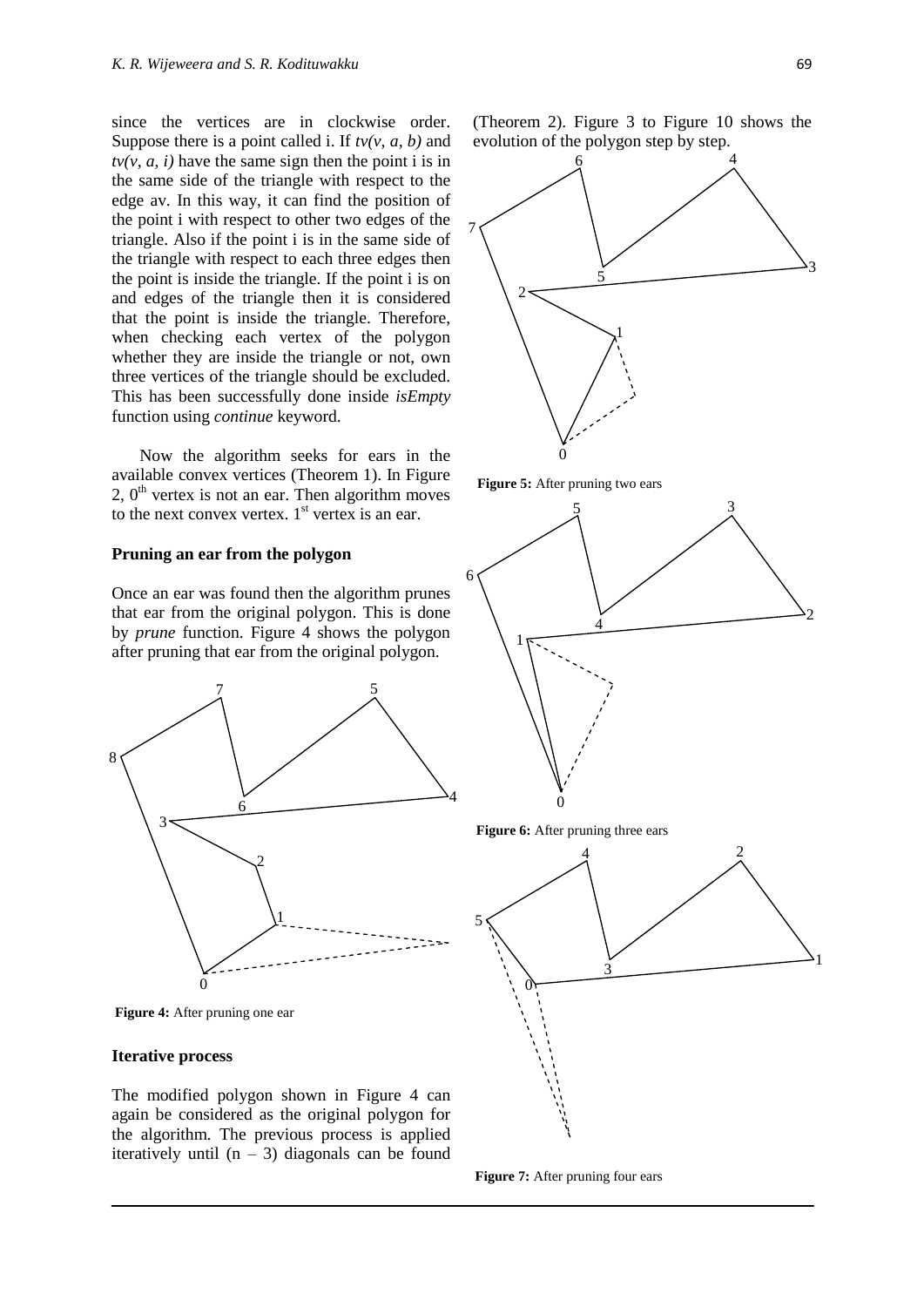since the vertices are in clockwise order. Suppose there is a point called i. If *tv(v, a, b)* and *tv(v, a, i)* have the same sign then the point i is in the same side of the triangle with respect to the edge av. In this way, it can find the position of the point i with respect to other two edges of the triangle. Also if the point i is in the same side of the triangle with respect to each three edges then the point is inside the triangle. If the point i is on and edges of the triangle then it is considered that the point is inside the triangle. Therefore, when checking each vertex of the polygon whether they are inside the triangle or not, own three vertices of the triangle should be excluded. This has been successfully done inside *isEmpty* function using *continue* keyword.

Now the algorithm seeks for ears in the available convex vertices (Theorem 1). In Figure 2, $0^{th}$ vertex is not an ear. Then algorithm moves to the next convex vertex. $1^{st}$ vertex is an ear.

### Pruning an ear from the polygon

Once an ear was found then the algorithm prunes that ear from the original polygon. This is done by *prune* function. Figure 4 shows the polygon after pruning that ear from the original polygon.

**Figure 4:** After pruning one ear

### Iterative process

The modified polygon shown in Figure 4 can again be considered as the original polygon for the algorithm. The previous process is applied iteratively until (n – 3) diagonals can be found (Theorem 2). Figure 3 to Figure 10 shows the evolution of the polygon step by step.

**Figure 5:** After pruning two ears

**Figure 6:** After pruning three ears

**Figure 7:** After pruning four ears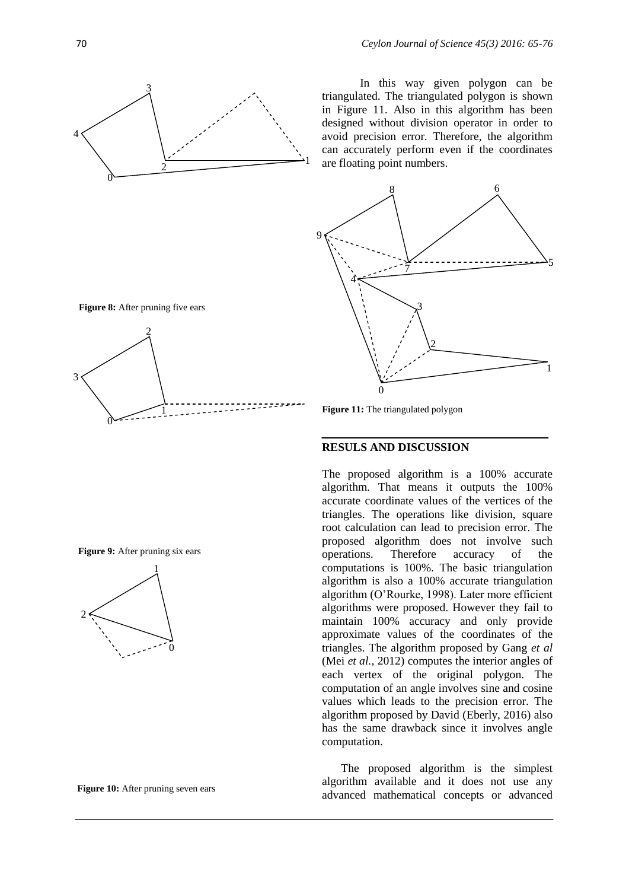**Figure 8:** After pruning five ears

**Figure 9:** After pruning six ears

**Figure 10:** After pruning seven ears

In this way given polygon can be triangulated. The triangulated polygon is shown in Figure 11. Also in this algorithm has been designed without division operator in order to avoid precision error. Therefore, the algorithm can accurately perform even if the coordinates are floating point numbers.

**Figure 11:** The triangulated polygon

## RESULS AND DISCUSSION

The proposed algorithm is a 100% accurate algorithm. That means it outputs the 100% accurate coordinate values of the vertices of the triangles. The operations like division, square root calculation can lead to precision error. The proposed algorithm does not involve such operations. Therefore accuracy of the computations is 100%. The basic triangulation algorithm is also a 100% accurate triangulation algorithm (O'Rourke, 1998). Later more efficient algorithms were proposed. However they fail to maintain 100% accuracy and only provide approximate values of the coordinates of the triangles. The algorithm proposed by Gang *et al* (Mei *et al.*, 2012) computes the interior angles of each vertex of the original polygon. The computation of an angle involves sine and cosine values which leads to the precision error. The algorithm proposed by David (Eberly, 2016) also has the same drawback since it involves angle computation.

The proposed algorithm is the simplest algorithm available and it does not use any advanced mathematical concepts or advanced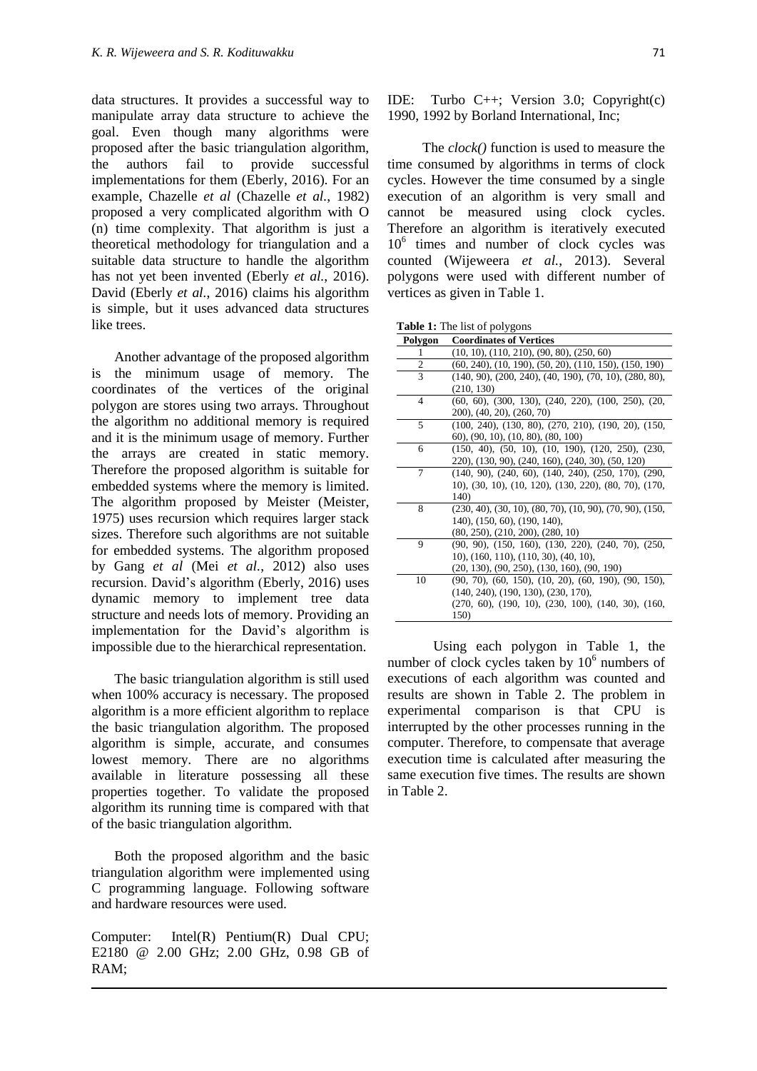data structures. It provides a successful way to manipulate array data structure to achieve the goal. Even though many algorithms were proposed after the basic triangulation algorithm, the authors fail to provide successful implementations for them (Eberly, 2016). For an example, Chazelle *et al* (Chazelle *et al.*, 1982) proposed a very complicated algorithm with O (n) time complexity. That algorithm is just a theoretical methodology for triangulation and a suitable data structure to handle the algorithm has not yet been invented (Eberly *et al.*, 2016). David (Eberly *et al.*, 2016) claims his algorithm is simple, but it uses advanced data structures like trees.

Another advantage of the proposed algorithm is the minimum usage of memory. The coordinates of the vertices of the original polygon are stores using two arrays. Throughout the algorithm no additional memory is required and it is the minimum usage of memory. Further the arrays are created in static memory. Therefore the proposed algorithm is suitable for embedded systems where the memory is limited. The algorithm proposed by Meister (Meister, 1975) uses recursion which requires larger stack sizes. Therefore such algorithms are not suitable for embedded systems. The algorithm proposed by Gang *et al* (Mei *et al.*, 2012) also uses recursion. David's algorithm (Eberly, 2016) uses dynamic memory to implement tree data structure and needs lots of memory. Providing an implementation for the David's algorithm is impossible due to the hierarchical representation.

The basic triangulation algorithm is still used when 100% accuracy is necessary. The proposed algorithm is a more efficient algorithm to replace the basic triangulation algorithm. The proposed algorithm is simple, accurate, and consumes lowest memory. There are no algorithms available in literature possessing all these properties together. To validate the proposed algorithm its running time is compared with that of the basic triangulation algorithm.

Both the proposed algorithm and the basic triangulation algorithm were implemented using C programming language. Following software and hardware resources were used.

Computer: Intel(R) Pentium(R) Dual CPU; E2180 @ 2.00 GHz; 2.00 GHz, 0.98 GB of RAM;

IDE: Turbo C++; Version 3.0; Copyright(c) 1990, 1992 by Borland International, Inc;

The *clock()* function is used to measure the time consumed by algorithms in terms of clock cycles. However the time consumed by a single execution of an algorithm is very small and cannot be measured using clock cycles. Therefore an algorithm is iteratively executed $10^6$ times and number of clock cycles was counted (Wijeweera *et al.*, 2013). Several polygons were used with different number of vertices as given in Table 1.

**Table 1:** The list of polygons

| Polygon | Coordinates of Vertices |
|---|---|
| 1 | (10, 10), (110, 210), (90, 80), (250, 60) |
| 2 | (60, 240), (10, 190), (50, 20), (110, 150), (150, 190) |
| 3 | (140, 90), (200, 240), (40, 190), (70, 10), (280, 80), (210, 130) |
| 4 | (60, 60), (300, 130), (240, 220), (100, 250), (20, 200), (40, 20), (260, 70) |
| 5 | (100, 240), (130, 80), (270, 210), (190, 20), (150, 60), (90, 10), (10, 80), (80, 100) |
| 6 | (150, 40), (50, 10), (10, 190), (120, 250), (230, 220), (130, 90), (240, 160), (240, 30), (50, 120) |
| 7 | (140, 90), (240, 60), (140, 240), (250, 170), (290, 10), (30, 10), (10, 120), (130, 220), (80, 70), (170, 140) |
| 8 | (230, 40), (30, 10), (80, 70), (10, 90), (70, 90), (150, 140), (150, 60), (190, 140), (80, 250), (210, 200), (280, 10) |
| 9 | (90, 90), (150, 160), (130, 220), (240, 70), (250, 10), (160, 110), (110, 30), (40, 10), (20, 130), (90, 250), (130, 160), (90, 190) |
| 10 | (90, 70), (60, 150), (10, 20), (60, 190), (90, 150), (140, 240), (190, 130), (230, 170), (270, 60), (190, 10), (230, 100), (140, 30), (160, 150) |

Using each polygon in Table 1, the number of clock cycles taken by $10^6$ numbers of executions of each algorithm was counted and results are shown in Table 2. The problem in experimental comparison is that CPU is interrupted by the other processes running in the computer. Therefore, to compensate that average execution time is calculated after measuring the same execution five times. The results are shown in Table 2.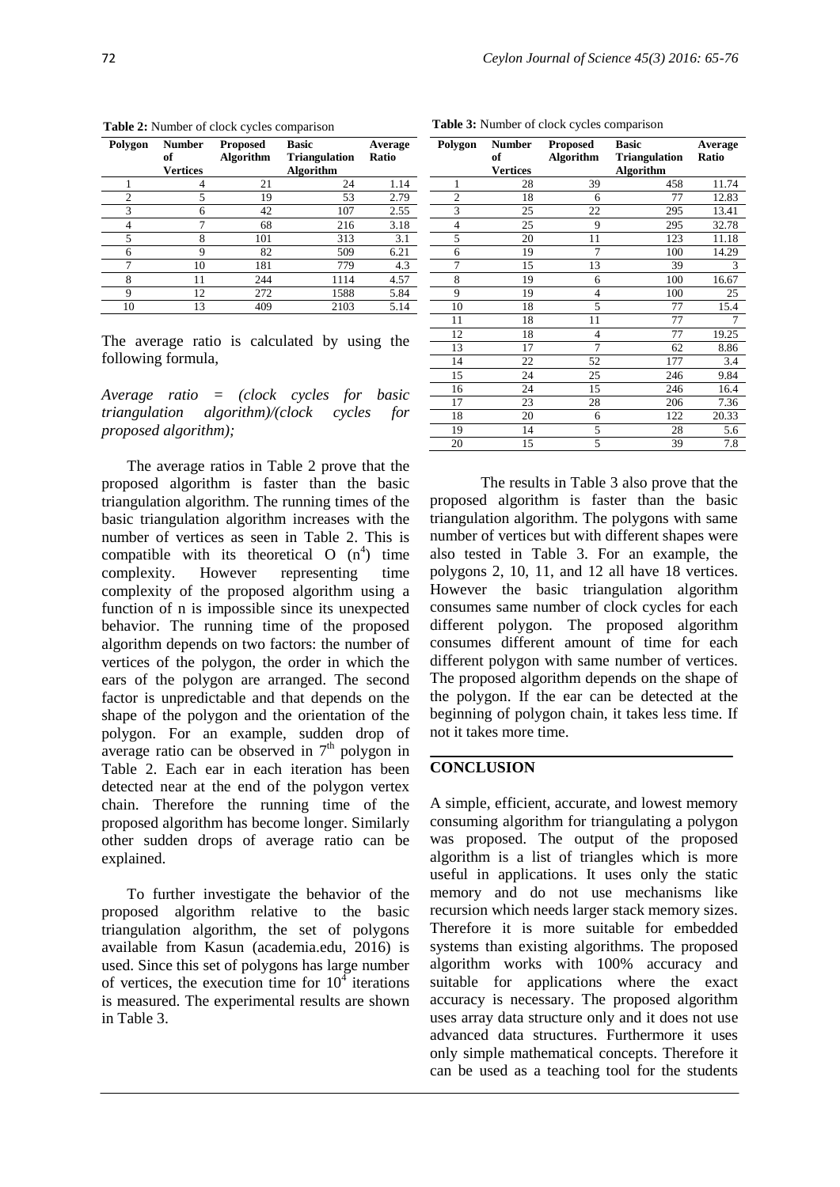**Table 2:** Number of clock cycles comparison

| Polygon | Number of Vertices | Proposed Algorithm | Basic Triangulation Algorithm | Average Ratio |
|---|---|---|---|---|
| 1 | 4 | 21 | 24 | 1.14 |
| 2 | 5 | 19 | 53 | 2.79 |
| 3 | 6 | 42 | 107 | 2.55 |
| 4 | 7 | 68 | 216 | 3.18 |
| 5 | 8 | 101 | 313 | 3.1 |
| 6 | 9 | 82 | 509 | 6.21 |
| 7 | 10 | 181 | 779 | 4.3 |
| 8 | 11 | 244 | 1114 | 4.57 |
| 9 | 12 | 272 | 1588 | 5.84 |
| 10 | 13 | 409 | 2103 | 5.14 |

The average ratio is calculated by using the following formula,

*Average ratio = (clock cycles for basic triangulation algorithm)/(clock cycles for proposed algorithm);*

The average ratios in Table 2 prove that the proposed algorithm is faster than the basic triangulation algorithm. The running times of the basic triangulation algorithm increases with the number of vertices as seen in Table 2. This is compatible with its theoretical $O(n^4)$ time complexity. However representing time complexity of the proposed algorithm using a function of n is impossible since its unexpected behavior. The running time of the proposed algorithm depends on two factors: the number of vertices of the polygon, the order in which the ears of the polygon are arranged. The second factor is unpredictable and that depends on the shape of the polygon and the orientation of the polygon. For an example, sudden drop of average ratio can be observed in 7th polygon in Table 2. Each ear in each iteration has been detected near at the end of the polygon vertex chain. Therefore the running time of the proposed algorithm has become longer. Similarly other sudden drops of average ratio can be explained.

To further investigate the behavior of the proposed algorithm relative to the basic triangulation algorithm, the set of polygons available from Kasun (academia.edu, 2016) is used. Since this set of polygons has large number of vertices, the execution time for $10^4$ iterations is measured. The experimental results are shown in Table 3.

**Table 3:** Number of clock cycles comparison

| Polygon | Number of Vertices | Proposed Algorithm | Basic Triangulation Algorithm | Average Ratio |
|---|---|---|---|---|
| 1 | 28 | 39 | 458 | 11.74 |
| 2 | 18 | 6 | 77 | 12.83 |
| 3 | 25 | 22 | 295 | 13.41 |
| 4 | 25 | 9 | 295 | 32.78 |
| 5 | 20 | 11 | 123 | 11.18 |
| 6 | 19 | 7 | 100 | 14.29 |
| 7 | 15 | 13 | 39 | 3 |
| 8 | 19 | 6 | 100 | 16.67 |
| 9 | 19 | 4 | 100 | 25 |
| 10 | 18 | 5 | 77 | 15.4 |
| 11 | 18 | 11 | 77 | 7 |
| 12 | 18 | 4 | 77 | 19.25 |
| 13 | 17 | 7 | 62 | 8.86 |
| 14 | 22 | 52 | 177 | 3.4 |
| 15 | 24 | 25 | 246 | 9.84 |
| 16 | 24 | 15 | 246 | 16.4 |
| 17 | 23 | 28 | 206 | 7.36 |
| 18 | 20 | 6 | 122 | 20.33 |
| 19 | 14 | 5 | 28 | 5.6 |
| 20 | 15 | 5 | 39 | 7.8 |

The results in Table 3 also prove that the proposed algorithm is faster than the basic triangulation algorithm. The polygons with same number of vertices but with different shapes were also tested in Table 3. For an example, the polygons 2, 10, 11, and 12 all have 18 vertices. However the basic triangulation algorithm consumes same number of clock cycles for each different polygon. The proposed algorithm consumes different amount of time for each different polygon with same number of vertices. The proposed algorithm depends on the shape of the polygon. If the ear can be detected at the beginning of polygon chain, it takes less time. If not it takes more time.

## CONCLUSION

A simple, efficient, accurate, and lowest memory consuming algorithm for triangulating a polygon was proposed. The output of the proposed algorithm is a list of triangles which is more useful in applications. It uses only the static memory and do not use mechanisms like recursion which needs larger stack memory sizes. Therefore it is more suitable for embedded systems than existing algorithms. The proposed algorithm works with 100% accuracy and suitable for applications where the exact accuracy is necessary. The proposed algorithm uses array data structure only and it does not use advanced data structures. Furthermore it uses only simple mathematical concepts. Therefore it can be used as a teaching tool for the students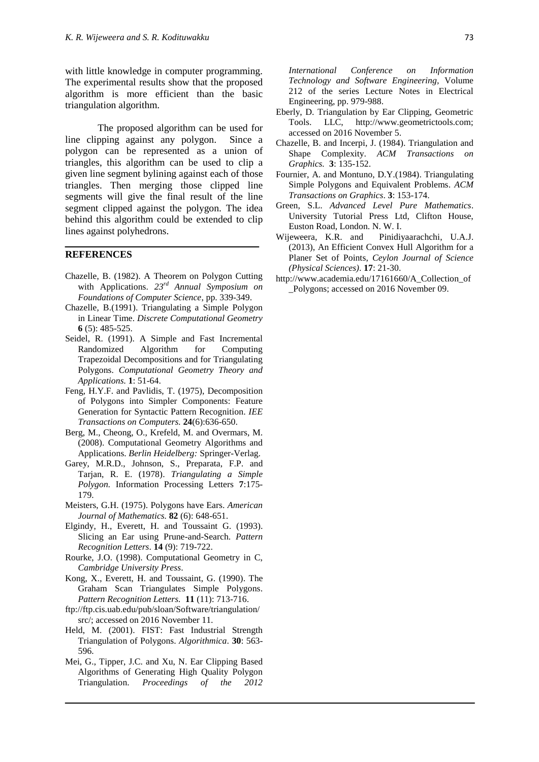with little knowledge in computer programming. The experimental results show that the proposed algorithm is more efficient than the basic triangulation algorithm.

The proposed algorithm can be used for line clipping against any polygon. Since a polygon can be represented as a union of triangles, this algorithm can be used to clip a given line segment bylining against each of those triangles. Then merging those clipped line segments will give the final result of the line segment clipped against the polygon. The idea behind this algorithm could be extended to clip lines against polyhedrons.

## REFERENCES

Chazelle, B. (1982). A Theorem on Polygon Cutting with Applications. *23rd Annual Symposium on Foundations of Computer Science*, pp. 339-349.

Chazelle, B.(1991). Triangulating a Simple Polygon in Linear Time. *Discrete Computational Geometry* **6** (5): 485-525.

Seidel, R. (1991). A Simple and Fast Incremental Randomized Algorithm for Computing Trapezoidal Decompositions and for Triangulating Polygons. *Computational Geometry Theory and Applications.* **1**: 51-64.

Feng, H.Y.F. and Pavlidis, T. (1975), Decomposition of Polygons into Simpler Components: Feature Generation for Syntactic Pattern Recognition. *IEE Transactions on Computers.* **24**(6):636-650.

Berg, M., Cheong, O., Krefeld, M. and Overmars, M. (2008). Computational Geometry Algorithms and Applications. *Berlin Heidelberg:* Springer-Verlag.

Garey, M.R.D., Johnson, S., Preparata, F.P. and Tarjan, R. E. (1978). *Triangulating a Simple Polygon.* Information Processing Letters **7**:175-179.

Meisters, G.H. (1975). Polygons have Ears. *American Journal of Mathematics.* **82** (6): 648-651.

Elgindy, H., Everett, H. and Toussaint G. (1993). Slicing an Ear using Prune-and-Search. *Pattern Recognition Letters*. **14** (9): 719-722.

Rourke, J.O. (1998). Computational Geometry in C, *Cambridge University Press*.

Kong, X., Everett, H. and Toussaint, G. (1990). The Graham Scan Triangulates Simple Polygons. *Pattern Recognition Letters.* **11** (11): 713-716.

ftp://ftp.cis.uab.edu/pub/sloan/Software/triangulation/src/; accessed on 2016 November 11.

Held, M. (2001). FIST: Fast Industrial Strength Triangulation of Polygons. *Algorithmica*. **30**: 563-596.

Mei, G., Tipper, J.C. and Xu, N. Ear Clipping Based Algorithms of Generating High Quality Polygon Triangulation. *Proceedings of the 2012 International Conference on Information Technology and Software Engineering,* Volume 212 of the series Lecture Notes in Electrical Engineering, pp. 979-988.

Eberly, D. Triangulation by Ear Clipping, Geometric Tools. LLC, http://www.geometrictools.com; accessed on 2016 November 5.

Chazelle, B. and Incerpi, J. (1984). Triangulation and Shape Complexity. *ACM Transactions on Graphics.* **3**: 135-152.

Fournier, A. and Montuno, D.Y.(1984). Triangulating Simple Polygons and Equivalent Problems. *ACM Transactions on Graphics*. **3**: 153-174.

Green, S.L. *Advanced Level Pure Mathematics*. University Tutorial Press Ltd, Clifton House, Euston Road, London. N. W. I.

Wijeweera, K.R. and Pinidiyaarachchi, U.A.J. (2013), An Efficient Convex Hull Algorithm for a Planer Set of Points, *Ceylon Journal of Science (Physical Sciences)*. **17**: 21-30.

http://www.academia.edu/17161660/A_Collection_of_Polygons; accessed on 2016 November 09.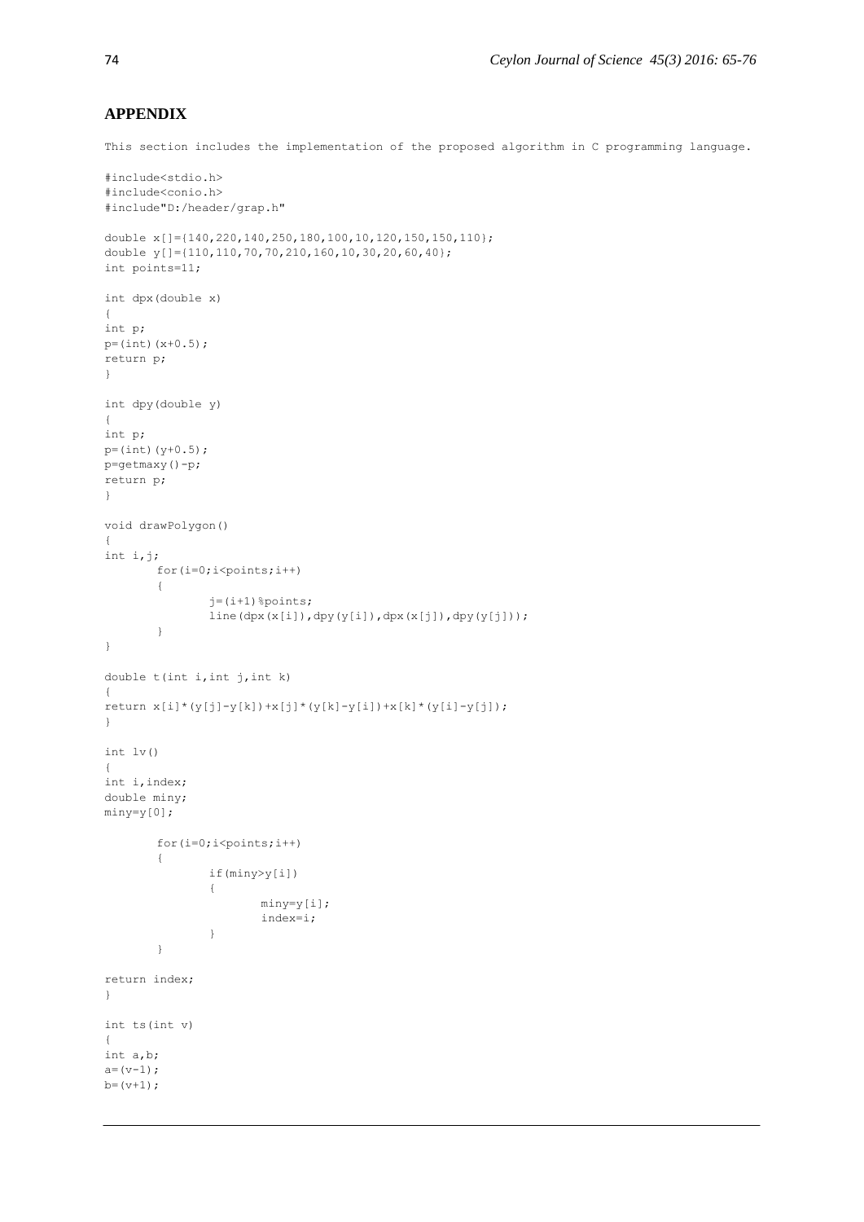## APPENDIX

This section includes the implementation of the proposed algorithm in C programming language.

```
#include<stdio.h>
#include<conio.h>
#include"D:/header/grap.h"

double x[]={140,220,140,250,180,100,10,120,150,150,110};
double y[]={110,110,70,70,210,160,10,30,20,60,40};
int points=11;

int dpx(double x)
{
int p;
p=(int)(x+0.5);
return p;
}

int dpy(double y)
{
int p;
p=(int)(y+0.5);
p=getmaxy()-p;
return p;
}

void drawPolygon()
{
int i,j;
        for(i=0;i<points;i++)
        {
                j=(i+1)%points;
                line(dpx(x[i]),dpy(y[i]),dpx(x[j]),dpy(y[j]));
        }
}

double t(int i,int j,int k)
{
return x[i]*(y[j]-y[k])+x[j]*(y[k]-y[i])+x[k]*(y[i]-y[j]);
}

int lv()
{
int i,index;
double miny;
miny=y[0];

        for(i=0;i<points;i++)
        {
                if(miny>y[i])
                {
                        miny=y[i];
                        index=i;
                }
        }

return index;
}

int ts(int v)
{
int a,b;
a=(v-1);
b=(v+1);
```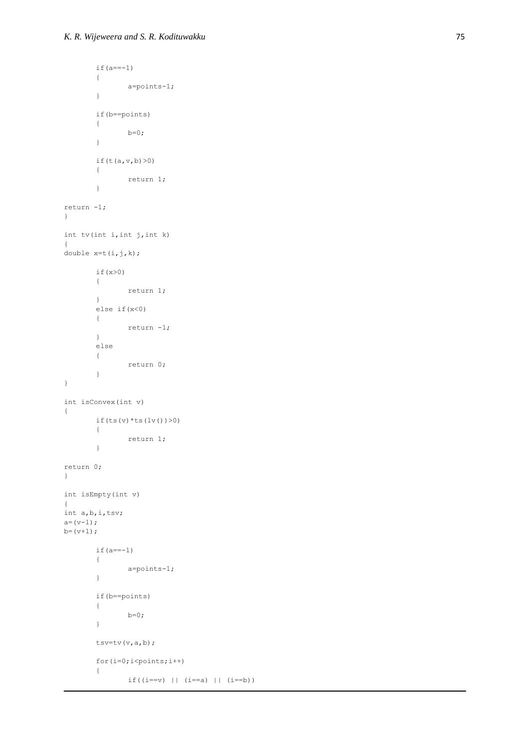```
	if(a==-1)
	{
		a=points-1;
	}

	if(b==points)
	{
		b=0;
	}

	if(t(a,v,b)>0)
	{
		return 1;
	}

return -1;
}

int tv(int i,int j,int k)
{
double x=t(i,j,k);

	if(x>0)
	{
		return 1;
	}
	else if(x<0)
	{
		return -1;
	}
	else
	{
		return 0;
	}
}

int isConvex(int v)
{
	if(ts(v)*ts(lv())>0)
	{
		return 1;
	}

return 0;
}

int isEmpty(int v)
{
int a,b,i,tsv;
a=(v-1);
b=(v+1);

	if(a==-1)
	{
		a=points-1;
	}

	if(b==points)
	{
		b=0;
	}

	tsv=tv(v,a,b);

	for(i=0;i<points;i++)
	{
		if((i==v) || (i==a) || (i==b))
```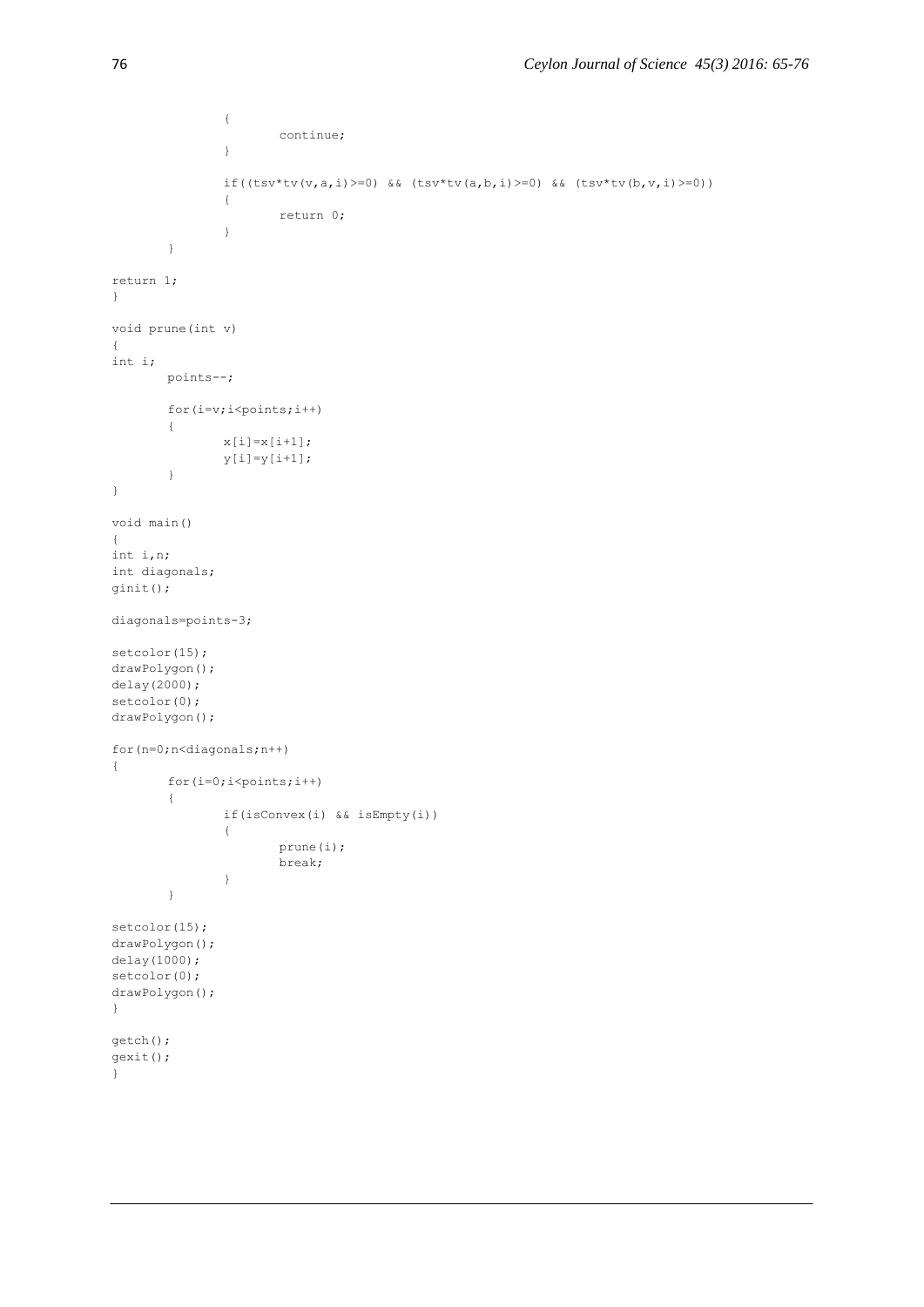```
		{
			continue;
		}

		if((tsv*tv(v,a,i)>=0) && (tsv*tv(a,b,i)>=0) && (tsv*tv(b,v,i)>=0))
		{
			return 0;
		}
	}

return 1;
}

void prune(int v)
{
int i;
	points--;

	for(i=v;i<points;i++)
	{
		x[i]=x[i+1];
		y[i]=y[i+1];
	}
}

void main()
{
int i,n;
int diagonals;
ginit();

diagonals=points-3;

setcolor(15);
drawPolygon();
delay(2000);
setcolor(0);
drawPolygon();

for(n=0;n<diagonals;n++)
{
	for(i=0;i<points;i++)
	{
		if(isConvex(i) && isEmpty(i))
		{
			prune(i);
			break;
		}
	}

setcolor(15);
drawPolygon();
delay(1000);
setcolor(0);
drawPolygon();
}

getch();
gexit();
}
```